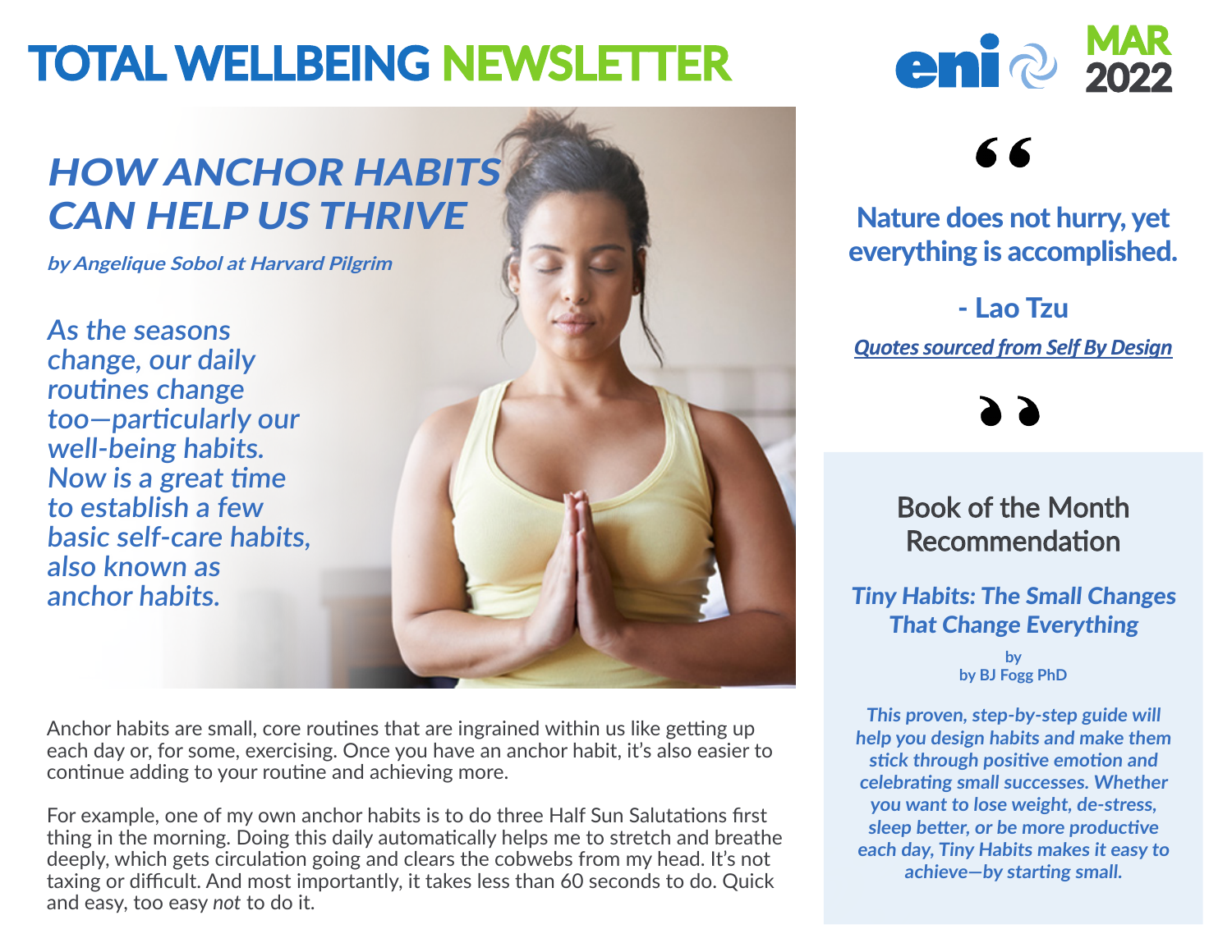# TOTAL WELLBEING NEWSLETTER

eni MAR 2022

## *HOW ANCHOR HABITS CAN HELP US THRIVE*

***by Angelique Sobol at Harvard Pilgrim***

*As the seasons change, our daily routines change too—particularly our well-being habits. Now is a great time to establish a few basic self-care habits, also known as anchor habits.*

Anchor habits are small, core routines that are ingrained within us like getting up each day or, for some, exercising. Once you have an anchor habit, it's also easier to continue adding to your routine and achieving more.

For example, one of my own anchor habits is to do three Half Sun Salutations first thing in the morning. Doing this daily automatically helps me to stretch and breathe deeply, which gets circulation going and clears the cobwebs from my head. It's not taxing or difficult. And most importantly, it takes less than 60 seconds to do. Quick and easy, too easy *not* to do it.

“

**Nature does not hurry, yet everything is accomplished.**

**- Lao Tzu**

***Quotes sourced from Self By Design***

”

### Book of the Month Recommendation

***Tiny Habits: The Small Changes That Change Everything***

**by**
**by BJ Fogg PhD**

***This proven, step-by-step guide will help you design habits and make them stick through positive emotion and celebrating small successes. Whether you want to lose weight, de-stress, sleep better, or be more productive each day, Tiny Habits makes it easy to achieve—by starting small.***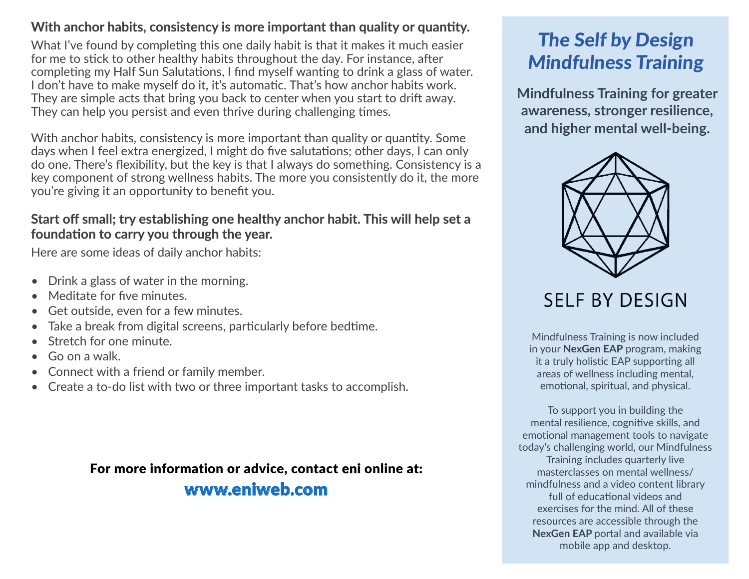**With anchor habits, consistency is more important than quality or quantity.**

What I've found by completing this one daily habit is that it makes it much easier for me to stick to other healthy habits throughout the day. For instance, after completing my Half Sun Salutations, I find myself wanting to drink a glass of water. I don't have to make myself do it, it's automatic. That's how anchor habits work. They are simple acts that bring you back to center when you start to drift away. They can help you persist and even thrive during challenging times.

With anchor habits, consistency is more important than quality or quantity. Some days when I feel extra energized, I might do five salutations; other days, I can only do one. There's flexibility, but the key is that I always do something. Consistency is a key component of strong wellness habits. The more you consistently do it, the more you're giving it an opportunity to benefit you.

**Start off small; try establishing one healthy anchor habit. This will help set a foundation to carry you through the year.**

Here are some ideas of daily anchor habits:

- Drink a glass of water in the morning.
- Meditate for five minutes.
- Get outside, even for a few minutes.
- Take a break from digital screens, particularly before bedtime.
- Stretch for one minute.
- Go on a walk.
- Connect with a friend or family member.
- Create a to-do list with two or three important tasks to accomplish.

**For more information or advice, contact eni online at:**

**www.eniweb.com**

## *The Self by Design Mindfulness Training*

**Mindfulness Training for greater awareness, stronger resilience, and higher mental well-being.**

SELF BY DESIGN

Mindfulness Training is now included in your **NexGen EAP** program, making it a truly holistic EAP supporting all areas of wellness including mental, emotional, spiritual, and physical.

To support you in building the mental resilience, cognitive skills, and emotional management tools to navigate today's challenging world, our Mindfulness Training includes quarterly live masterclasses on mental wellness/ mindfulness and a video content library full of educational videos and exercises for the mind. All of these resources are accessible through the **NexGen EAP** portal and available via mobile app and desktop.